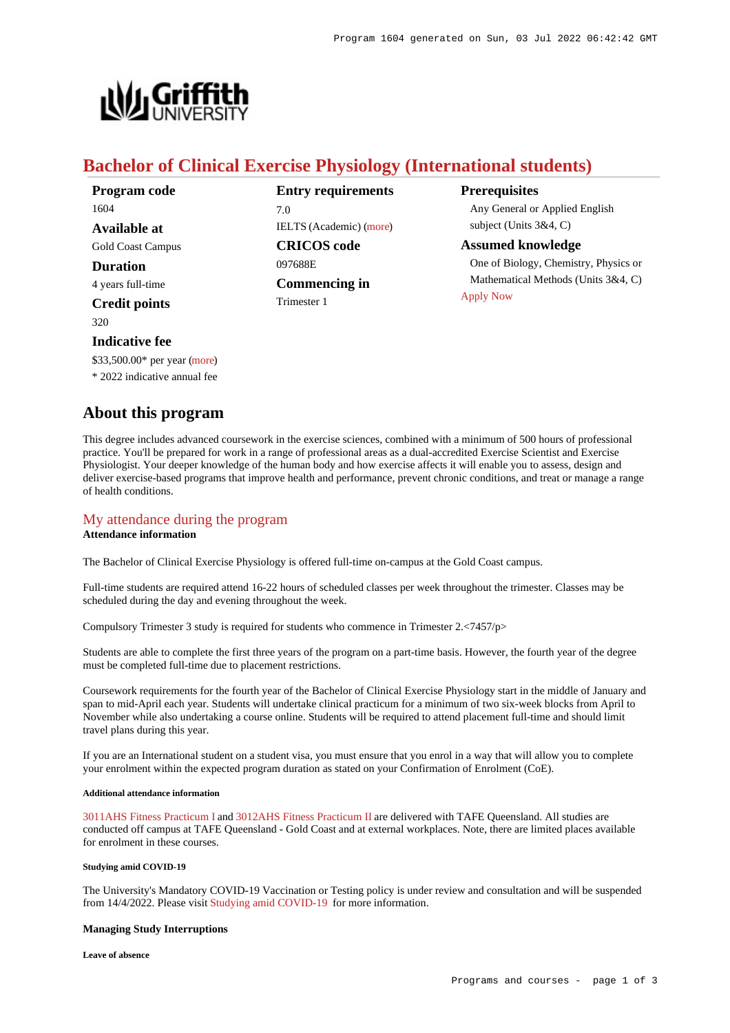# Bachelor of Clinical Exercise Physiology (International students)

**Program code**
1604

**Available at**
Gold Coast Campus

**Duration**
4 years full-time

**Credit points**
320

**Indicative fee**
$33,500.00* per year (more)
* 2022 indicative annual fee

**Entry requirements**
7.0
IELTS (Academic) (more)

**CRICOS code**
097688E

**Commencing in**
Trimester 1

**Prerequisites**
Any General or Applied English subject (Units 3&4, C)

**Assumed knowledge**
One of Biology, Chemistry, Physics or Mathematical Methods (Units 3&4, C)

Apply Now

## About this program

This degree includes advanced coursework in the exercise sciences, combined with a minimum of 500 hours of professional practice. You'll be prepared for work in a range of professional areas as a dual-accredited Exercise Scientist and Exercise Physiologist. Your deeper knowledge of the human body and how exercise affects it will enable you to assess, design and deliver exercise-based programs that improve health and performance, prevent chronic conditions, and treat or manage a range of health conditions.

### My attendance during the program

**Attendance information**

The Bachelor of Clinical Exercise Physiology is offered full-time on-campus at the Gold Coast campus.

Full-time students are required attend 16-22 hours of scheduled classes per week throughout the trimester. Classes may be scheduled during the day and evening throughout the week.

Compulsory Trimester 3 study is required for students who commence in Trimester 2.<7457/p>

Students are able to complete the first three years of the program on a part-time basis. However, the fourth year of the degree must be completed full-time due to placement restrictions.

Coursework requirements for the fourth year of the Bachelor of Clinical Exercise Physiology start in the middle of January and span to mid-April each year. Students will undertake clinical practicum for a minimum of two six-week blocks from April to November while also undertaking a course online. Students will be required to attend placement full-time and should limit travel plans during this year.

If you are an International student on a student visa, you must ensure that you enrol in a way that will allow you to complete your enrolment within the expected program duration as stated on your Confirmation of Enrolment (CoE).

##### Additional attendance information

3011AHS Fitness Practicum I and 3012AHS Fitness Practicum II are delivered with TAFE Queensland. All studies are conducted off campus at TAFE Queensland - Gold Coast and at external workplaces. Note, there are limited places available for enrolment in these courses.

##### Studying amid COVID-19

The University's Mandatory COVID-19 Vaccination or Testing policy is under review and consultation and will be suspended from 14/4/2022. Please visit Studying amid COVID-19 for more information.

**Managing Study Interruptions**

##### Leave of absence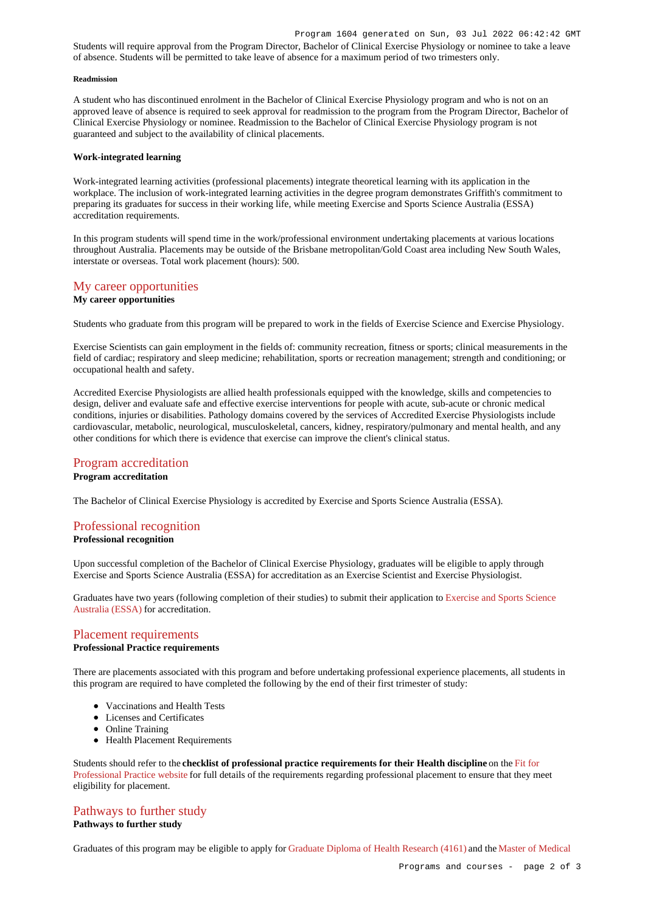Students will require approval from the Program Director, Bachelor of Clinical Exercise Physiology or nominee to take a leave of absence. Students will be permitted to take leave of absence for a maximum period of two trimesters only.

##### Readmission

A student who has discontinued enrolment in the Bachelor of Clinical Exercise Physiology program and who is not on an approved leave of absence is required to seek approval for readmission to the program from the Program Director, Bachelor of Clinical Exercise Physiology or nominee. Readmission to the Bachelor of Clinical Exercise Physiology program is not guaranteed and subject to the availability of clinical placements.

#### Work-integrated learning

Work-integrated learning activities (professional placements) integrate theoretical learning with its application in the workplace. The inclusion of work-integrated learning activities in the degree program demonstrates Griffith's commitment to preparing its graduates for success in their working life, while meeting Exercise and Sports Science Australia (ESSA) accreditation requirements.

In this program students will spend time in the work/professional environment undertaking placements at various locations throughout Australia. Placements may be outside of the Brisbane metropolitan/Gold Coast area including New South Wales, interstate or overseas. Total work placement (hours): 500.

## My career opportunities

#### My career opportunities

Students who graduate from this program will be prepared to work in the fields of Exercise Science and Exercise Physiology.

Exercise Scientists can gain employment in the fields of: community recreation, fitness or sports; clinical measurements in the field of cardiac; respiratory and sleep medicine; rehabilitation, sports or recreation management; strength and conditioning; or occupational health and safety.

Accredited Exercise Physiologists are allied health professionals equipped with the knowledge, skills and competencies to design, deliver and evaluate safe and effective exercise interventions for people with acute, sub-acute or chronic medical conditions, injuries or disabilities. Pathology domains covered by the services of Accredited Exercise Physiologists include cardiovascular, metabolic, neurological, musculoskeletal, cancers, kidney, respiratory/pulmonary and mental health, and any other conditions for which there is evidence that exercise can improve the client's clinical status.

## Program accreditation

#### Program accreditation

The Bachelor of Clinical Exercise Physiology is accredited by Exercise and Sports Science Australia (ESSA).

## Professional recognition

#### Professional recognition

Upon successful completion of the Bachelor of Clinical Exercise Physiology, graduates will be eligible to apply through Exercise and Sports Science Australia (ESSA) for accreditation as an Exercise Scientist and Exercise Physiologist.

Graduates have two years (following completion of their studies) to submit their application to Exercise and Sports Science Australia (ESSA) for accreditation.

## Placement requirements

#### Professional Practice requirements

There are placements associated with this program and before undertaking professional experience placements, all students in this program are required to have completed the following by the end of their first trimester of study:

- Vaccinations and Health Tests
- Licenses and Certificates
- Online Training
- Health Placement Requirements

Students should refer to the **checklist of professional practice requirements for their Health discipline** on the Fit for Professional Practice website for full details of the requirements regarding professional placement to ensure that they meet eligibility for placement.

## Pathways to further study

#### Pathways to further study

Graduates of this program may be eligible to apply for Graduate Diploma of Health Research (4161) and the Master of Medical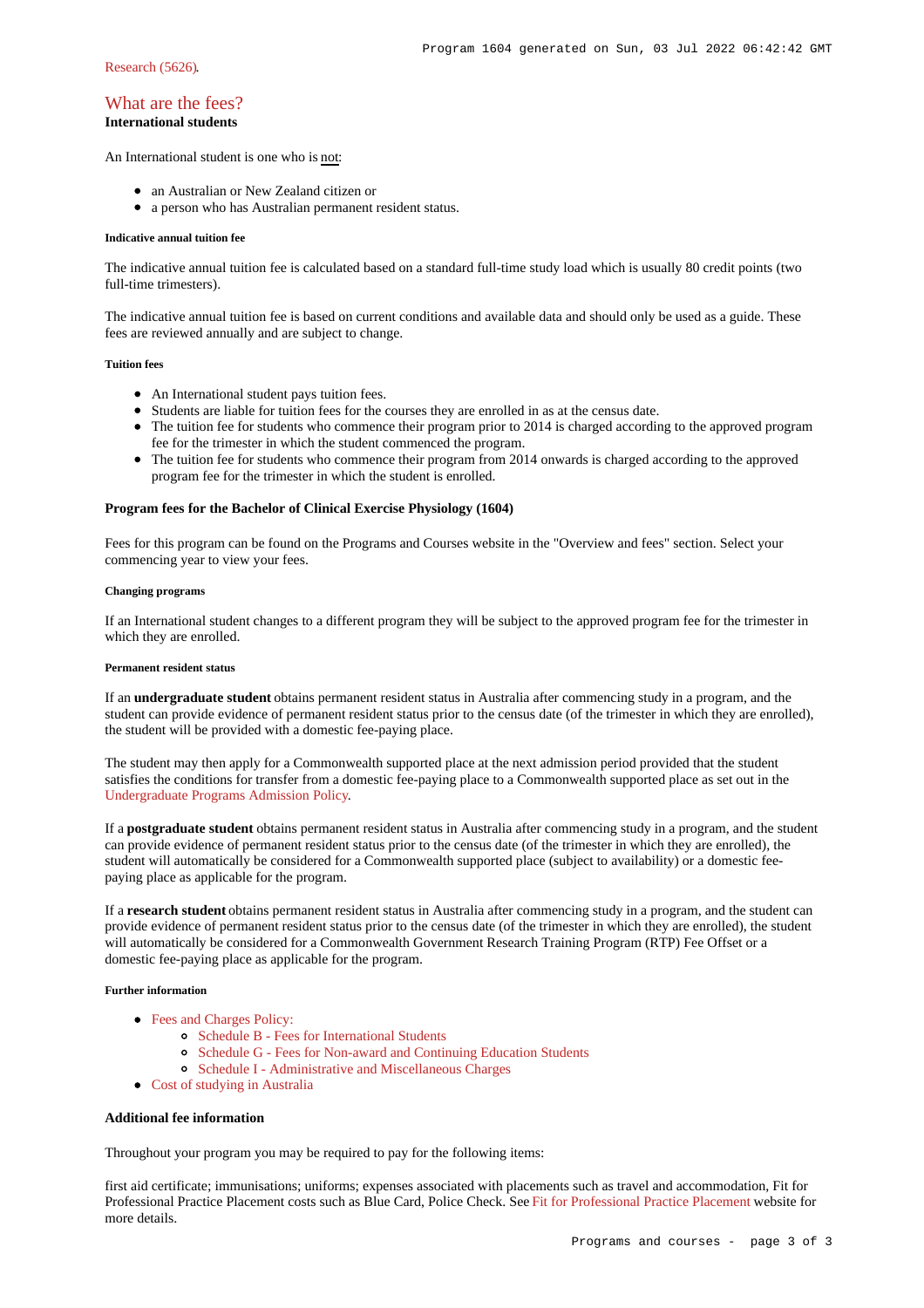Research (5626).

## What are the fees?

**International students**

An International student is one who is not:

- an Australian or New Zealand citizen or
- a person who has Australian permanent resident status.

##### Indicative annual tuition fee

The indicative annual tuition fee is calculated based on a standard full-time study load which is usually 80 credit points (two full-time trimesters).

The indicative annual tuition fee is based on current conditions and available data and should only be used as a guide. These fees are reviewed annually and are subject to change.

##### Tuition fees

- An International student pays tuition fees.
- Students are liable for tuition fees for the courses they are enrolled in as at the census date.
- The tuition fee for students who commence their program prior to 2014 is charged according to the approved program fee for the trimester in which the student commenced the program.
- The tuition fee for students who commence their program from 2014 onwards is charged according to the approved program fee for the trimester in which the student is enrolled.

**Program fees for the Bachelor of Clinical Exercise Physiology (1604)**

Fees for this program can be found on the Programs and Courses website in the "Overview and fees" section. Select your commencing year to view your fees.

##### Changing programs

If an International student changes to a different program they will be subject to the approved program fee for the trimester in which they are enrolled.

##### Permanent resident status

If an **undergraduate student** obtains permanent resident status in Australia after commencing study in a program, and the student can provide evidence of permanent resident status prior to the census date (of the trimester in which they are enrolled), the student will be provided with a domestic fee-paying place.

The student may then apply for a Commonwealth supported place at the next admission period provided that the student satisfies the conditions for transfer from a domestic fee-paying place to a Commonwealth supported place as set out in the Undergraduate Programs Admission Policy.

If a **postgraduate student** obtains permanent resident status in Australia after commencing study in a program, and the student can provide evidence of permanent resident status prior to the census date (of the trimester in which they are enrolled), the student will automatically be considered for a Commonwealth supported place (subject to availability) or a domestic fee-paying place as applicable for the program.

If a **research student** obtains permanent resident status in Australia after commencing study in a program, and the student can provide evidence of permanent resident status prior to the census date (of the trimester in which they are enrolled), the student will automatically be considered for a Commonwealth Government Research Training Program (RTP) Fee Offset or a domestic fee-paying place as applicable for the program.

##### Further information

- Fees and Charges Policy:
  - Schedule B - Fees for International Students
  - Schedule G - Fees for Non-award and Continuing Education Students
  - Schedule I - Administrative and Miscellaneous Charges
- Cost of studying in Australia

**Additional fee information**

Throughout your program you may be required to pay for the following items:

first aid certificate; immunisations; uniforms; expenses associated with placements such as travel and accommodation, Fit for Professional Practice Placement costs such as Blue Card, Police Check. See Fit for Professional Practice Placement website for more details.